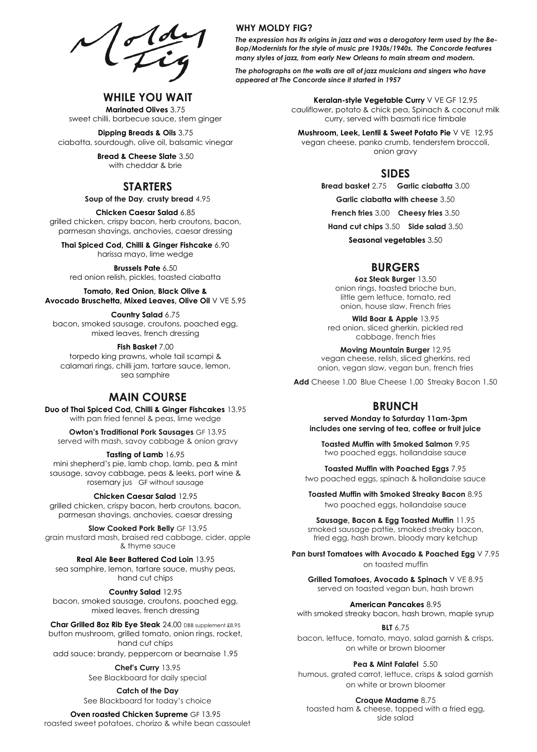# Moldy Fig

## WHY MOLDY FIG?

***The expression has its origins in jazz and was a derogatory term used by the Be-Bop/Modernists for the style of music pre 1930s/1940s. The Concorde features many styles of jazz, from early New Orleans to main stream and modern.***

***The photographs on the walls are all of jazz musicians and singers who have appeared at The Concorde since it started in 1957***

## WHILE YOU WAIT

**Marinated Olives** 3.75
sweet chilli, barbecue sauce, stem ginger

**Dipping Breads & Oils** 3.75
ciabatta, sourdough, olive oil, balsamic vinegar

**Bread & Cheese Slate** 3.50
with cheddar & brie

## STARTERS

**Soup of the Day**, **crusty bread** 4.95

**Chicken Caesar Salad** 6.85
grilled chicken, crispy bacon, herb croutons, bacon, parmesan shavings, anchovies, caesar dressing

**Thai Spiced Cod, Chilli & Ginger Fishcake** 6.90
harissa mayo, lime wedge

**Brussels Pate** 6.50
red onion relish, pickles, toasted ciabatta

**Tomato, Red Onion, Black Olive & Avocado Bruschetta, Mixed Leaves, Olive Oil** V VE 5.95

**Country Salad** 6.75
bacon, smoked sausage, croutons, poached egg, mixed leaves, french dressing

**Fish Basket** 7.00
torpedo king prawns, whole tail scampi & calamari rings, chilli jam, tartare sauce, lemon, sea samphire

## MAIN COURSE

**Duo of Thai Spiced Cod, Chilli & Ginger Fishcakes** 13.95
with pan fried fennel & peas, lime wedge

**Owton's Traditional Pork Sausages** GF 13.95
served with mash, savoy cabbage & onion gravy

**Tasting of Lamb** 16.95
mini shepherd's pie, lamb chop, lamb, pea & mint sausage, savoy cabbage, peas & leeks, port wine & rosemary jus GF without sausage

**Chicken Caesar Salad** 12.95
grilled chicken, crispy bacon, herb croutons, bacon, parmesan shavings, anchovies, caesar dressing

**Slow Cooked Pork Belly** GF 13.95
grain mustard mash, braised red cabbage, cider, apple & thyme sauce

**Real Ale Beer Battered Cod Loin** 13.95
sea samphire, lemon, tartare sauce, mushy peas, hand cut chips

**Country Salad** 12.95
bacon, smoked sausage, croutons, poached egg, mixed leaves, french dressing

**Char Grilled 8oz Rib Eye Steak** 24.00 DBB supplement £8.95
button mushroom, grilled tomato, onion rings, rocket, hand cut chips
add sauce: brandy, peppercorn or bearnaise 1.95

**Chef's Curry** 13.95
See Blackboard for daily special

**Catch of the Day**
See Blackboard for today's choice

**Oven roasted Chicken Supreme** GF 13.95
roasted sweet potatoes, chorizo & white bean cassoulet

**Keralan-style Vegetable Curry** V VE GF 12.95
cauliflower, potato & chick pea, Spinach & coconut milk curry, served with basmati rice timbale

**Mushroom, Leek, Lentil & Sweet Potato Pie** V VE 12.95
vegan cheese, panko crumb, tenderstem broccoli, onion gravy

## SIDES

**Bread basket** 2.75 **Garlic ciabatta** 3.00

**Garlic ciabatta with cheese** 3.50

**French fries** 3.00 **Cheesy fries** 3.50

**Hand cut chips** 3.50 **Side salad** 3.50

**Seasonal vegetables** 3.50

## BURGERS

**6oz Steak Burger** 13.50
onion rings, toasted brioche bun, little gem lettuce, tomato, red onion, house slaw, French fries

**Wild Boar & Apple** 13.95
red onion, sliced gherkin, pickled red cabbage, french fries

**Moving Mountain Burger** 12.95
vegan cheese, relish, sliced gherkins, red onion, vegan slaw, vegan bun, french fries

**Add** Cheese 1.00 Blue Cheese 1.00 Streaky Bacon 1.50

## BRUNCH

**served Monday to Saturday 11am-3pm**
**includes one serving of tea, coffee or fruit juice**

**Toasted Muffin with Smoked Salmon** 9.95
two poached eggs, hollandaise sauce

**Toasted Muffin with Poached Eggs** 7.95
two poached eggs, spinach & hollandaise sauce

**Toasted Muffin with Smoked Streaky Bacon** 8.95
two poached eggs, hollandaise sauce

**Sausage, Bacon & Egg Toasted Muffin** 11.95
smoked sausage pattie, smoked streaky bacon, fried egg, hash brown, bloody mary ketchup

**Pan burst Tomatoes with Avocado & Poached Egg** V 7.95
on toasted muffin

**Grilled Tomatoes, Avocado & Spinach** V VE 8.95
served on toasted vegan bun, hash brown

**American Pancakes** 8.95
with smoked streaky bacon, hash brown, maple syrup

**BLT** 6.75
bacon, lettuce, tomato, mayo, salad garnish & crisps, on white or brown bloomer

**Pea & Mint Falafel** 5.50
humous, grated carrot, lettuce, crisps & salad garnish on white or brown bloomer

**Croque Madame** 8.75
toasted ham & cheese, topped with a fried egg, side salad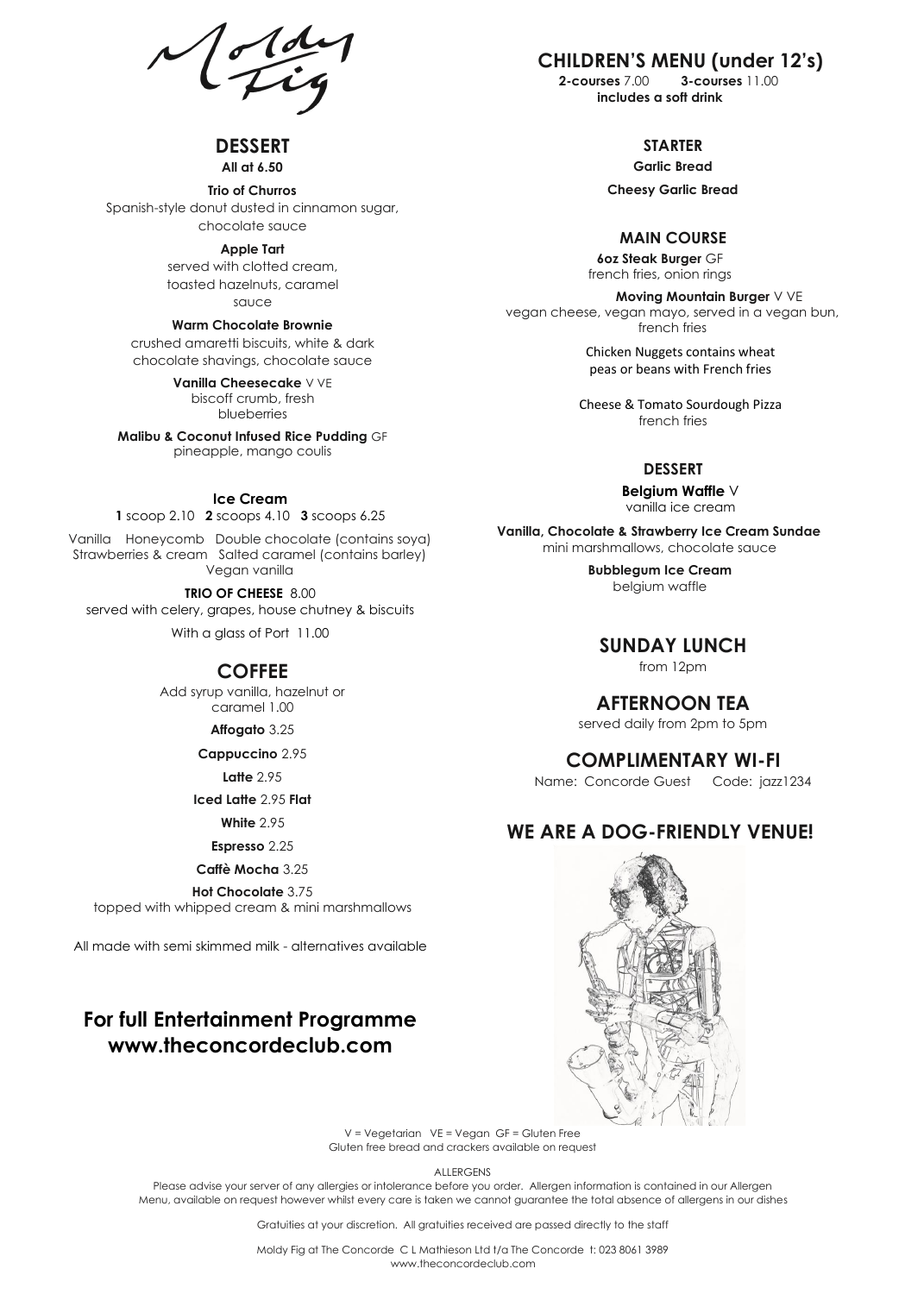Moldy Fig

## DESSERT

**All at 6.50**

**Trio of Churros**
Spanish-style donut dusted in cinnamon sugar, chocolate sauce

**Apple Tart**
served with clotted cream, toasted hazelnuts, caramel sauce

**Warm Chocolate Brownie**
crushed amaretti biscuits, white & dark chocolate shavings, chocolate sauce

**Vanilla Cheesecake** V VE
biscoff crumb, fresh blueberries

**Malibu & Coconut Infused Rice Pudding** GF
pineapple, mango coulis

**Ice Cream**
**1** scoop 2.10 **2** scoops 4.10 **3** scoops 6.25

Vanilla Honeycomb Double chocolate (contains soya) Strawberries & cream Salted caramel (contains barley) Vegan vanilla

**TRIO OF CHEESE** 8.00
served with celery, grapes, house chutney & biscuits

With a glass of Port 11.00

## COFFEE

Add syrup vanilla, hazelnut or caramel 1.00

**Affogato** 3.25

**Cappuccino** 2.95

**Latte** 2.95

**Iced Latte** 2.95 **Flat**

**White** 2.95

**Espresso** 2.25

**Caffè Mocha** 3.25

**Hot Chocolate** 3.75
topped with whipped cream & mini marshmallows

All made with semi skimmed milk - alternatives available

## For full Entertainment Programme www.theconcordeclub.com

## CHILDREN'S MENU (under 12's)

**2-courses** 7.00 **3-courses** 11.00
**includes a soft drink**

### STARTER

**Garlic Bread**

**Cheesy Garlic Bread**

### MAIN COURSE

**6oz Steak Burger** GF
french fries, onion rings

**Moving Mountain Burger** V VE
vegan cheese, vegan mayo, served in a vegan bun, french fries

Chicken Nuggets contains wheat
peas or beans with French fries

Cheese & Tomato Sourdough Pizza
french fries

### DESSERT

**Belgium Waffle** V
vanilla ice cream

**Vanilla, Chocolate & Strawberry Ice Cream Sundae**
mini marshmallows, chocolate sauce

**Bubblegum Ice Cream**
belgium waffle

## SUNDAY LUNCH

from 12pm

## AFTERNOON TEA

served daily from 2pm to 5pm

## COMPLIMENTARY WI-FI

Name: Concorde Guest Code: jazz1234

## WE ARE A DOG-FRIENDLY VENUE!

V = Vegetarian VE = Vegan GF = Gluten Free
Gluten free bread and crackers available on request

ALLERGENS
Please advise your server of any allergies or intolerance before you order. Allergen information is contained in our Allergen Menu, available on request however whilst every care is taken we cannot guarantee the total absence of allergens in our dishes

Gratuities at your discretion. All gratuities received are passed directly to the staff

Moldy Fig at The Concorde C L Mathieson Ltd t/a The Concorde t: 023 8061 3989
www.theconcordeclub.com